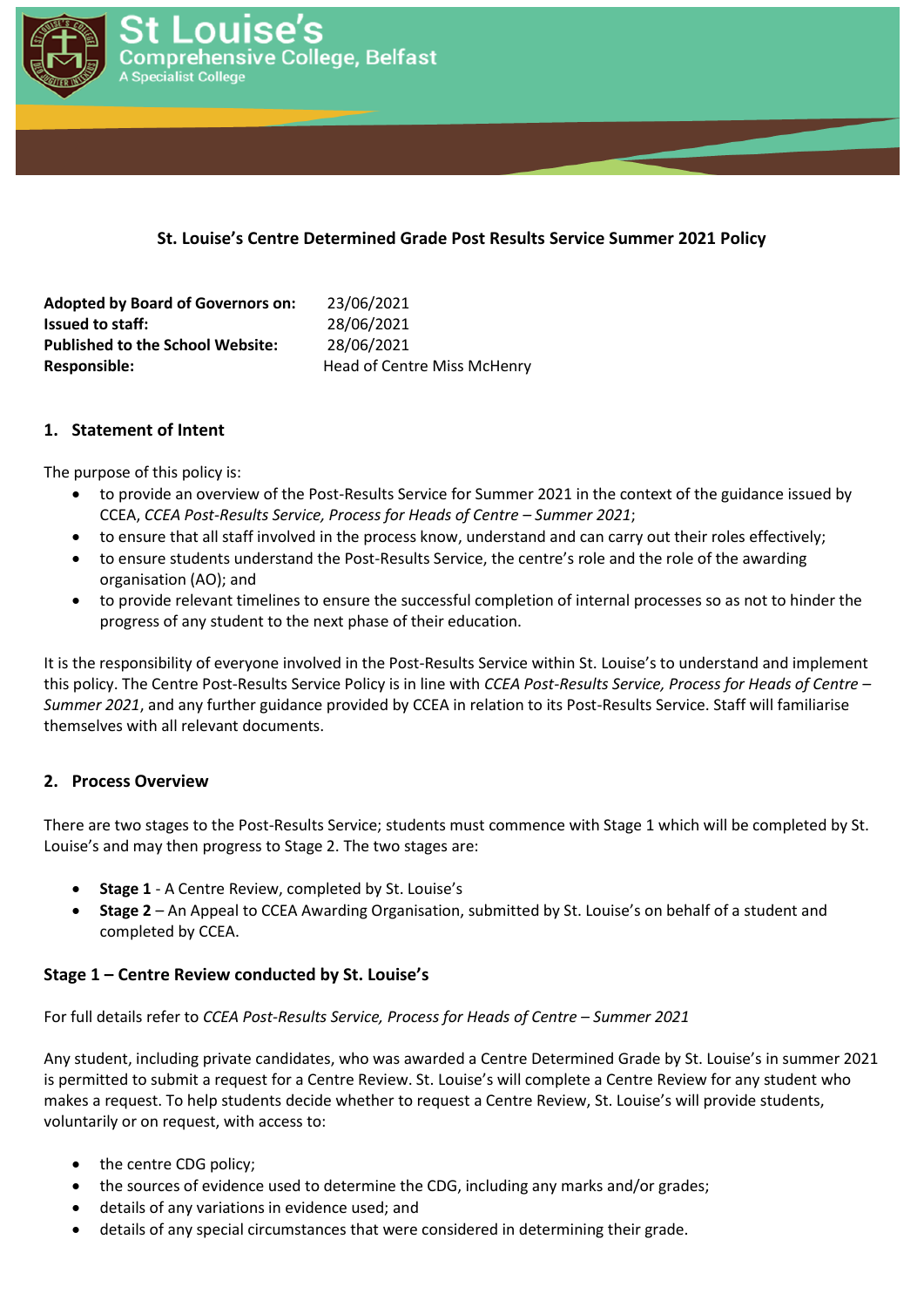St Louise's Comprehensive College, Belfast
A Specialist College

**St. Louise's Centre Determined Grade Post Results Service Summer 2021 Policy**

| | |
|---|---|
| **Adopted by Board of Governors on:** | 23/06/2021 |
| **Issued to staff:** | 28/06/2021 |
| **Published to the School Website:** | 28/06/2021 |
| **Responsible:** | Head of Centre Miss McHenry |

## 1. Statement of Intent

The purpose of this policy is:

- to provide an overview of the Post-Results Service for Summer 2021 in the context of the guidance issued by CCEA, *CCEA Post-Results Service, Process for Heads of Centre – Summer 2021*;
- to ensure that all staff involved in the process know, understand and can carry out their roles effectively;
- to ensure students understand the Post-Results Service, the centre's role and the role of the awarding organisation (AO); and
- to provide relevant timelines to ensure the successful completion of internal processes so as not to hinder the progress of any student to the next phase of their education.

It is the responsibility of everyone involved in the Post-Results Service within St. Louise's to understand and implement this policy. The Centre Post-Results Service Policy is in line with *CCEA Post-Results Service, Process for Heads of Centre – Summer 2021*, and any further guidance provided by CCEA in relation to its Post-Results Service. Staff will familiarise themselves with all relevant documents.

## 2. Process Overview

There are two stages to the Post-Results Service; students must commence with Stage 1 which will be completed by St. Louise's and may then progress to Stage 2. The two stages are:

- **Stage 1** - A Centre Review, completed by St. Louise's
- **Stage 2** – An Appeal to CCEA Awarding Organisation, submitted by St. Louise's on behalf of a student and completed by CCEA.

### Stage 1 – Centre Review conducted by St. Louise's

For full details refer to *CCEA Post-Results Service, Process for Heads of Centre – Summer 2021*

Any student, including private candidates, who was awarded a Centre Determined Grade by St. Louise's in summer 2021 is permitted to submit a request for a Centre Review. St. Louise's will complete a Centre Review for any student who makes a request. To help students decide whether to request a Centre Review, St. Louise's will provide students, voluntarily or on request, with access to:

- the centre CDG policy;
- the sources of evidence used to determine the CDG, including any marks and/or grades;
- details of any variations in evidence used; and
- details of any special circumstances that were considered in determining their grade.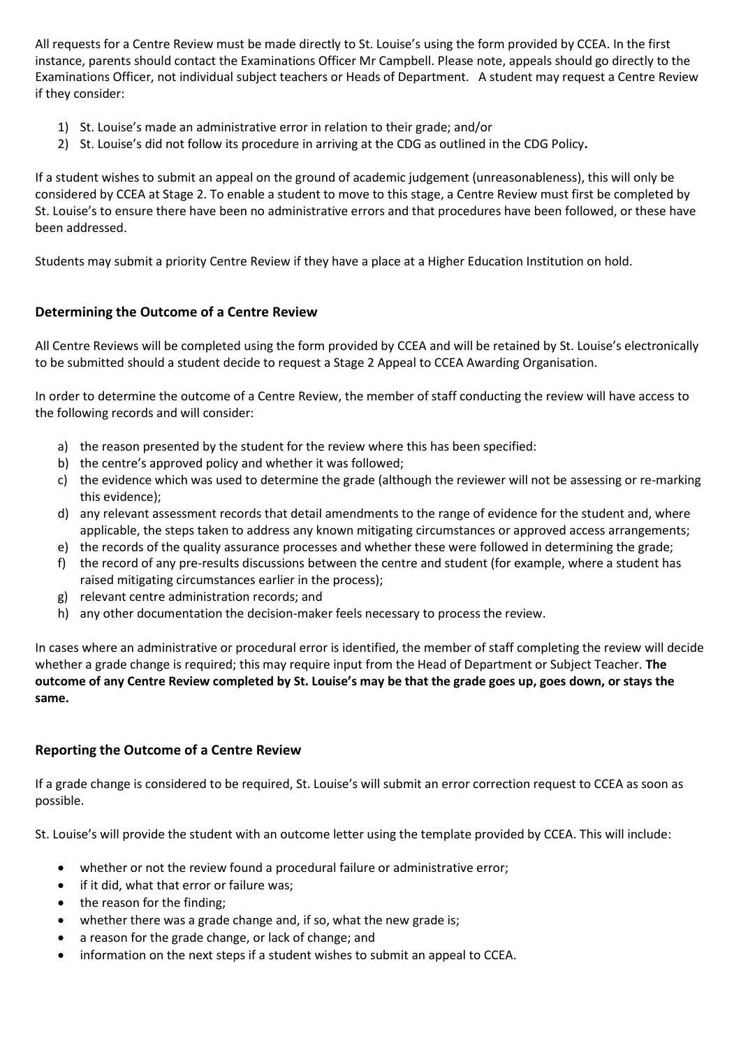All requests for a Centre Review must be made directly to St. Louise's using the form provided by CCEA. In the first instance, parents should contact the Examinations Officer Mr Campbell. Please note, appeals should go directly to the Examinations Officer, not individual subject teachers or Heads of Department. A student may request a Centre Review if they consider:

1) St. Louise's made an administrative error in relation to their grade; and/or
2) St. Louise's did not follow its procedure in arriving at the CDG as outlined in the CDG Policy**.**

If a student wishes to submit an appeal on the ground of academic judgement (unreasonableness), this will only be considered by CCEA at Stage 2. To enable a student to move to this stage, a Centre Review must first be completed by St. Louise's to ensure there have been no administrative errors and that procedures have been followed, or these have been addressed.

Students may submit a priority Centre Review if they have a place at a Higher Education Institution on hold.

## Determining the Outcome of a Centre Review

All Centre Reviews will be completed using the form provided by CCEA and will be retained by St. Louise's electronically to be submitted should a student decide to request a Stage 2 Appeal to CCEA Awarding Organisation.

In order to determine the outcome of a Centre Review, the member of staff conducting the review will have access to the following records and will consider:

a) the reason presented by the student for the review where this has been specified:
b) the centre's approved policy and whether it was followed;
c) the evidence which was used to determine the grade (although the reviewer will not be assessing or re-marking this evidence);
d) any relevant assessment records that detail amendments to the range of evidence for the student and, where applicable, the steps taken to address any known mitigating circumstances or approved access arrangements;
e) the records of the quality assurance processes and whether these were followed in determining the grade;
f) the record of any pre-results discussions between the centre and student (for example, where a student has raised mitigating circumstances earlier in the process);
g) relevant centre administration records; and
h) any other documentation the decision-maker feels necessary to process the review.

In cases where an administrative or procedural error is identified, the member of staff completing the review will decide whether a grade change is required; this may require input from the Head of Department or Subject Teacher. **The outcome of any Centre Review completed by St. Louise's may be that the grade goes up, goes down, or stays the same.**

## Reporting the Outcome of a Centre Review

If a grade change is considered to be required, St. Louise's will submit an error correction request to CCEA as soon as possible.

St. Louise's will provide the student with an outcome letter using the template provided by CCEA. This will include:

- whether or not the review found a procedural failure or administrative error;
- if it did, what that error or failure was;
- the reason for the finding;
- whether there was a grade change and, if so, what the new grade is;
- a reason for the grade change, or lack of change; and
- information on the next steps if a student wishes to submit an appeal to CCEA.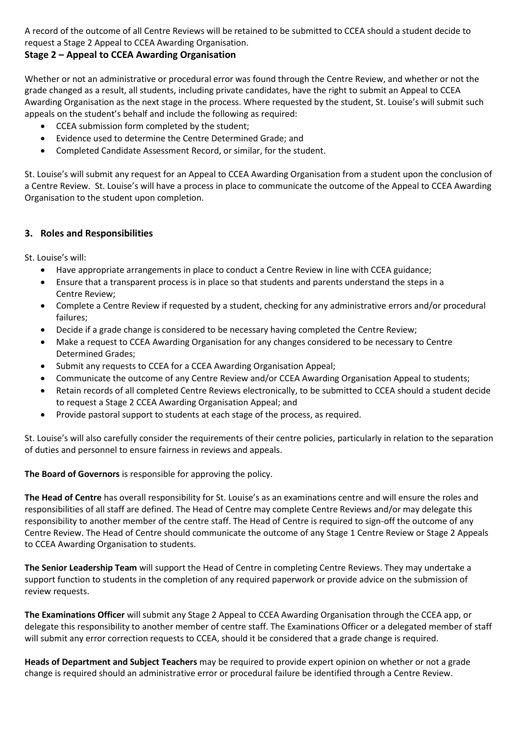A record of the outcome of all Centre Reviews will be retained to be submitted to CCEA should a student decide to request a Stage 2 Appeal to CCEA Awarding Organisation.

### Stage 2 – Appeal to CCEA Awarding Organisation

Whether or not an administrative or procedural error was found through the Centre Review, and whether or not the grade changed as a result, all students, including private candidates, have the right to submit an Appeal to CCEA Awarding Organisation as the next stage in the process. Where requested by the student, St. Louise's will submit such appeals on the student's behalf and include the following as required:

- CCEA submission form completed by the student;
- Evidence used to determine the Centre Determined Grade; and
- Completed Candidate Assessment Record, or similar, for the student.

St. Louise's will submit any request for an Appeal to CCEA Awarding Organisation from a student upon the conclusion of a Centre Review. St. Louise's will have a process in place to communicate the outcome of the Appeal to CCEA Awarding Organisation to the student upon completion.

## 3. Roles and Responsibilities

St. Louise's will:

- Have appropriate arrangements in place to conduct a Centre Review in line with CCEA guidance;
- Ensure that a transparent process is in place so that students and parents understand the steps in a Centre Review;
- Complete a Centre Review if requested by a student, checking for any administrative errors and/or procedural failures;
- Decide if a grade change is considered to be necessary having completed the Centre Review;
- Make a request to CCEA Awarding Organisation for any changes considered to be necessary to Centre Determined Grades;
- Submit any requests to CCEA for a CCEA Awarding Organisation Appeal;
- Communicate the outcome of any Centre Review and/or CCEA Awarding Organisation Appeal to students;
- Retain records of all completed Centre Reviews electronically, to be submitted to CCEA should a student decide to request a Stage 2 CCEA Awarding Organisation Appeal; and
- Provide pastoral support to students at each stage of the process, as required.

St. Louise's will also carefully consider the requirements of their centre policies, particularly in relation to the separation of duties and personnel to ensure fairness in reviews and appeals.

**The Board of Governors** is responsible for approving the policy.

**The Head of Centre** has overall responsibility for St. Louise's as an examinations centre and will ensure the roles and responsibilities of all staff are defined. The Head of Centre may complete Centre Reviews and/or may delegate this responsibility to another member of the centre staff. The Head of Centre is required to sign-off the outcome of any Centre Review. The Head of Centre should communicate the outcome of any Stage 1 Centre Review or Stage 2 Appeals to CCEA Awarding Organisation to students.

**The Senior Leadership Team** will support the Head of Centre in completing Centre Reviews. They may undertake a support function to students in the completion of any required paperwork or provide advice on the submission of review requests.

**The Examinations Officer** will submit any Stage 2 Appeal to CCEA Awarding Organisation through the CCEA app, or delegate this responsibility to another member of centre staff. The Examinations Officer or a delegated member of staff will submit any error correction requests to CCEA, should it be considered that a grade change is required.

**Heads of Department and Subject Teachers** may be required to provide expert opinion on whether or not a grade change is required should an administrative error or procedural failure be identified through a Centre Review.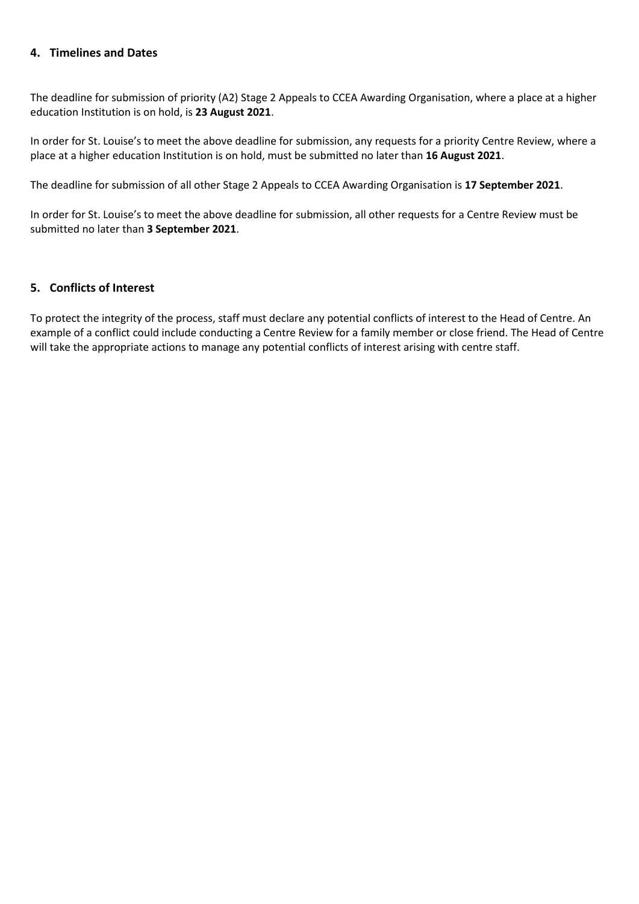## 4. Timelines and Dates

The deadline for submission of priority (A2) Stage 2 Appeals to CCEA Awarding Organisation, where a place at a higher education Institution is on hold, is **23 August 2021**.

In order for St. Louise's to meet the above deadline for submission, any requests for a priority Centre Review, where a place at a higher education Institution is on hold, must be submitted no later than **16 August 2021**.

The deadline for submission of all other Stage 2 Appeals to CCEA Awarding Organisation is **17 September 2021**.

In order for St. Louise's to meet the above deadline for submission, all other requests for a Centre Review must be submitted no later than **3 September 2021**.

## 5. Conflicts of Interest

To protect the integrity of the process, staff must declare any potential conflicts of interest to the Head of Centre. An example of a conflict could include conducting a Centre Review for a family member or close friend. The Head of Centre will take the appropriate actions to manage any potential conflicts of interest arising with centre staff.